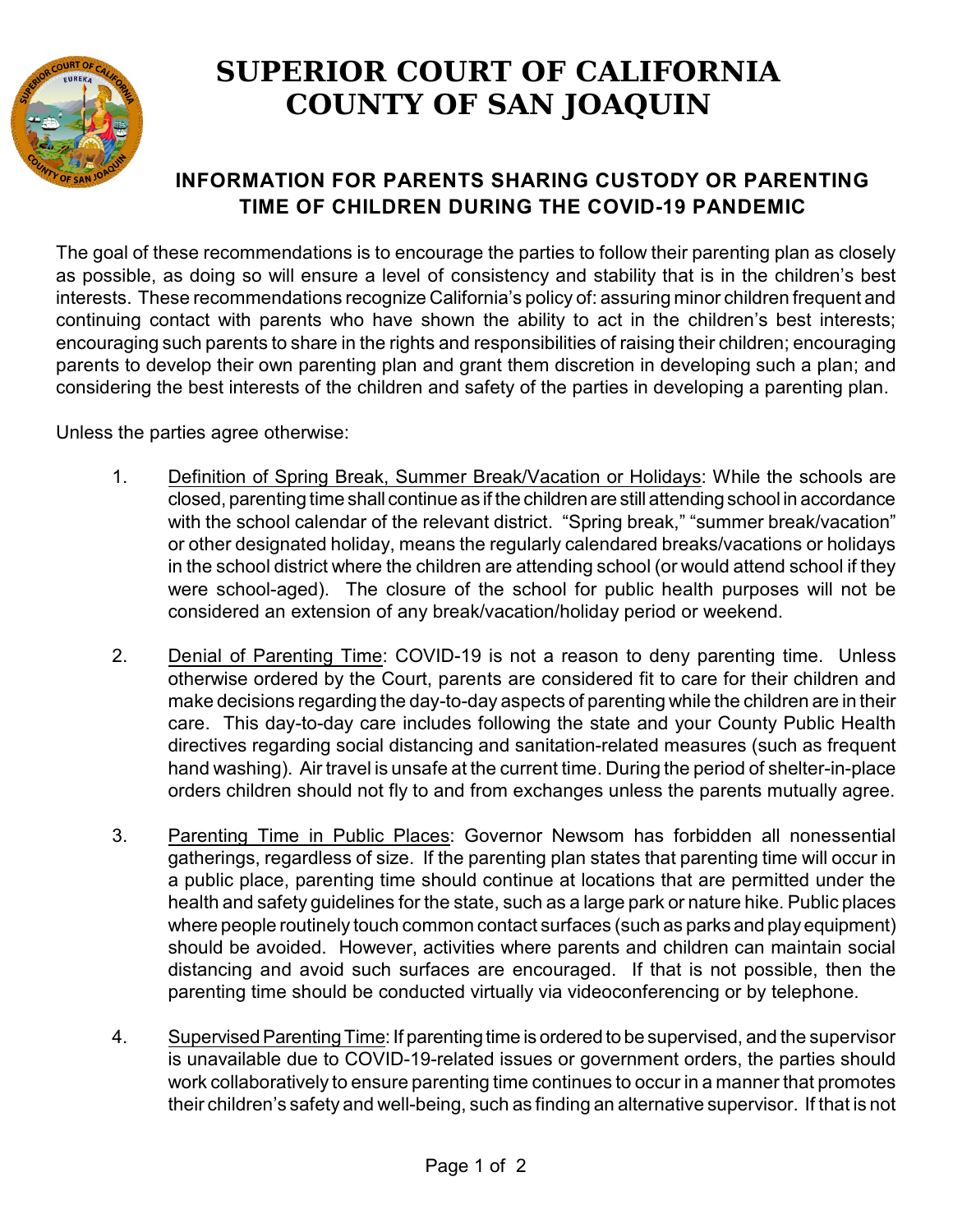# SUPERIOR COURT OF CALIFORNIA
# COUNTY OF SAN JOAQUIN

## INFORMATION FOR PARENTS SHARING CUSTODY OR PARENTING TIME OF CHILDREN DURING THE COVID-19 PANDEMIC

The goal of these recommendations is to encourage the parties to follow their parenting plan as closely as possible, as doing so will ensure a level of consistency and stability that is in the children's best interests. These recommendations recognize California's policy of: assuring minor children frequent and continuing contact with parents who have shown the ability to act in the children's best interests; encouraging such parents to share in the rights and responsibilities of raising their children; encouraging parents to develop their own parenting plan and grant them discretion in developing such a plan; and considering the best interests of the children and safety of the parties in developing a parenting plan.

Unless the parties agree otherwise:

1. <u>Definition of Spring Break, Summer Break/Vacation or Holidays</u>: While the schools are closed, parenting time shall continue as if the children are still attending school in accordance with the school calendar of the relevant district. "Spring break," "summer break/vacation" or other designated holiday, means the regularly calendared breaks/vacations or holidays in the school district where the children are attending school (or would attend school if they were school-aged). The closure of the school for public health purposes will not be considered an extension of any break/vacation/holiday period or weekend.

2. <u>Denial of Parenting Time</u>: COVID-19 is not a reason to deny parenting time. Unless otherwise ordered by the Court, parents are considered fit to care for their children and make decisions regarding the day-to-day aspects of parenting while the children are in their care. This day-to-day care includes following the state and your County Public Health directives regarding social distancing and sanitation-related measures (such as frequent hand washing). Air travel is unsafe at the current time. During the period of shelter-in-place orders children should not fly to and from exchanges unless the parents mutually agree.

3. <u>Parenting Time in Public Places</u>: Governor Newsom has forbidden all nonessential gatherings, regardless of size. If the parenting plan states that parenting time will occur in a public place, parenting time should continue at locations that are permitted under the health and safety guidelines for the state, such as a large park or nature hike. Public places where people routinely touch common contact surfaces (such as parks and play equipment) should be avoided. However, activities where parents and children can maintain social distancing and avoid such surfaces are encouraged. If that is not possible, then the parenting time should be conducted virtually via videoconferencing or by telephone.

4. <u>Supervised Parenting Time</u>: If parenting time is ordered to be supervised, and the supervisor is unavailable due to COVID-19-related issues or government orders, the parties should work collaboratively to ensure parenting time continues to occur in a manner that promotes their children's safety and well-being, such as finding an alternative supervisor. If that is not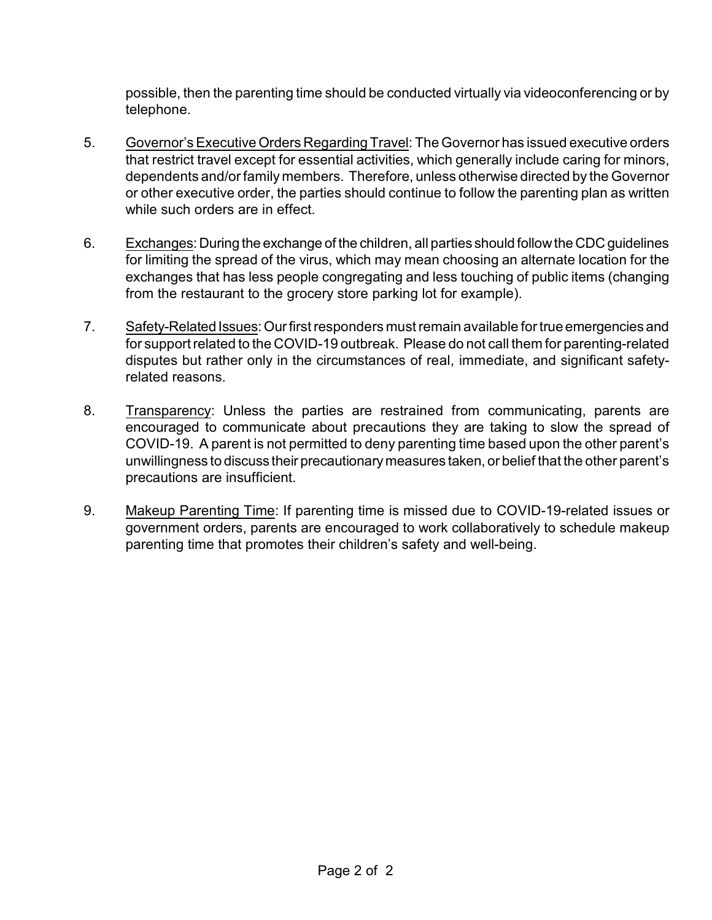possible, then the parenting time should be conducted virtually via videoconferencing or by telephone.

5. Governor's Executive Orders Regarding Travel: The Governor has issued executive orders that restrict travel except for essential activities, which generally include caring for minors, dependents and/or family members. Therefore, unless otherwise directed by the Governor or other executive order, the parties should continue to follow the parenting plan as written while such orders are in effect.

6. Exchanges: During the exchange of the children, all parties should follow the CDC guidelines for limiting the spread of the virus, which may mean choosing an alternate location for the exchanges that has less people congregating and less touching of public items (changing from the restaurant to the grocery store parking lot for example).

7. Safety-Related Issues: Our first responders must remain available for true emergencies and for support related to the COVID-19 outbreak. Please do not call them for parenting-related disputes but rather only in the circumstances of real, immediate, and significant safety-related reasons.

8. Transparency: Unless the parties are restrained from communicating, parents are encouraged to communicate about precautions they are taking to slow the spread of COVID-19. A parent is not permitted to deny parenting time based upon the other parent's unwillingness to discuss their precautionary measures taken, or belief that the other parent's precautions are insufficient.

9. Makeup Parenting Time: If parenting time is missed due to COVID-19-related issues or government orders, parents are encouraged to work collaboratively to schedule makeup parenting time that promotes their children's safety and well-being.